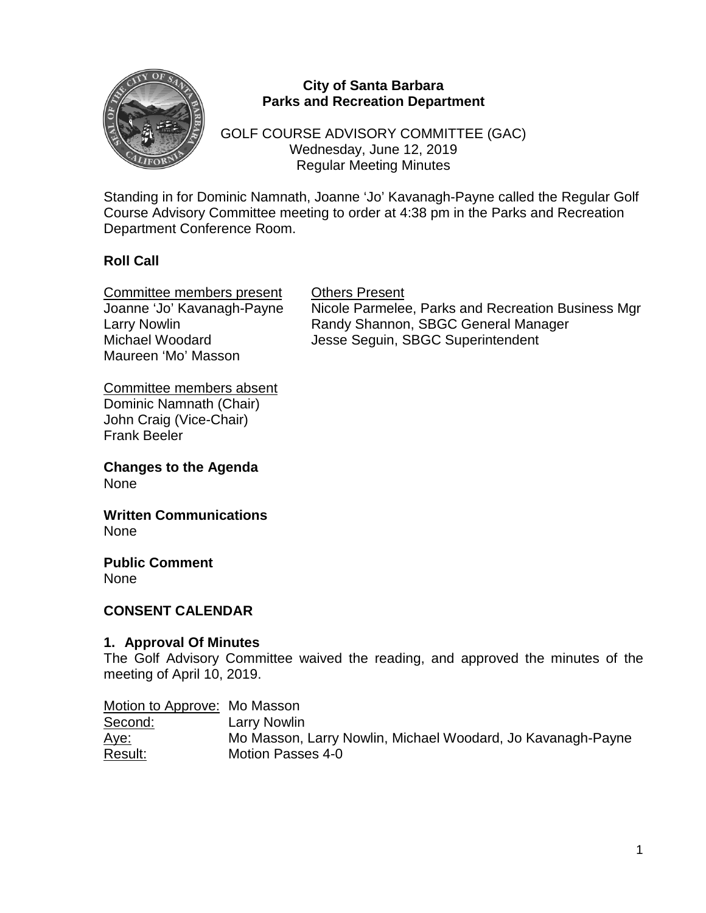**City of Santa Barbara**
**Parks and Recreation Department**

GOLF COURSE ADVISORY COMMITTEE (GAC)
Wednesday, June 12, 2019
Regular Meeting Minutes

Standing in for Dominic Namnath, Joanne 'Jo' Kavanagh-Payne called the Regular Golf Course Advisory Committee meeting to order at 4:38 pm in the Parks and Recreation Department Conference Room.

## Roll Call

| Committee members present | Others Present |
|---|---|
| Joanne 'Jo' Kavanagh-Payne | Nicole Parmelee, Parks and Recreation Business Mgr |
| Larry Nowlin | Randy Shannon, SBGC General Manager |
| Michael Woodard | Jesse Seguin, SBGC Superintendent |
| Maureen 'Mo' Masson | |

Committee members absent
Dominic Namnath (Chair)
John Craig (Vice-Chair)
Frank Beeler

**Changes to the Agenda**
None

**Written Communications**
None

**Public Comment**
None

## CONSENT CALENDAR

### 1. Approval Of Minutes

The Golf Advisory Committee waived the reading, and approved the minutes of the meeting of April 10, 2019.

| | |
|---|---|
| Motion to Approve: | Mo Masson |
| Second: | Larry Nowlin |
| Aye: | Mo Masson, Larry Nowlin, Michael Woodard, Jo Kavanagh-Payne |
| Result: | Motion Passes 4-0 |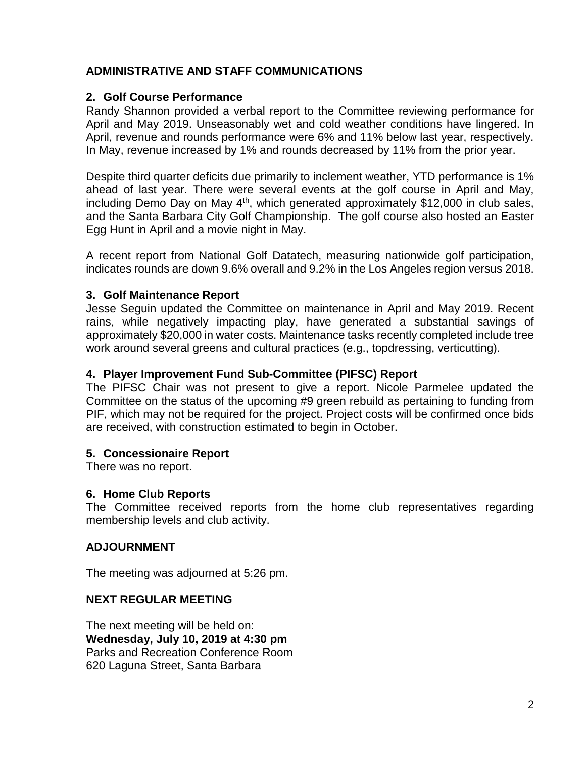## ADMINISTRATIVE AND STAFF COMMUNICATIONS

### 2. Golf Course Performance

Randy Shannon provided a verbal report to the Committee reviewing performance for April and May 2019. Unseasonably wet and cold weather conditions have lingered. In April, revenue and rounds performance were 6% and 11% below last year, respectively. In May, revenue increased by 1% and rounds decreased by 11% from the prior year.

Despite third quarter deficits due primarily to inclement weather, YTD performance is 1% ahead of last year. There were several events at the golf course in April and May, including Demo Day on May 4th, which generated approximately $12,000 in club sales, and the Santa Barbara City Golf Championship. The golf course also hosted an Easter Egg Hunt in April and a movie night in May.

A recent report from National Golf Datatech, measuring nationwide golf participation, indicates rounds are down 9.6% overall and 9.2% in the Los Angeles region versus 2018.

### 3. Golf Maintenance Report

Jesse Seguin updated the Committee on maintenance in April and May 2019. Recent rains, while negatively impacting play, have generated a substantial savings of approximately $20,000 in water costs. Maintenance tasks recently completed include tree work around several greens and cultural practices (e.g., topdressing, verticutting).

### 4. Player Improvement Fund Sub-Committee (PIFSC) Report

The PIFSC Chair was not present to give a report. Nicole Parmelee updated the Committee on the status of the upcoming #9 green rebuild as pertaining to funding from PIF, which may not be required for the project. Project costs will be confirmed once bids are received, with construction estimated to begin in October.

### 5. Concessionaire Report

There was no report.

### 6. Home Club Reports

The Committee received reports from the home club representatives regarding membership levels and club activity.

## ADJOURNMENT

The meeting was adjourned at 5:26 pm.

## NEXT REGULAR MEETING

The next meeting will be held on:
**Wednesday, July 10, 2019 at 4:30 pm**
Parks and Recreation Conference Room
620 Laguna Street, Santa Barbara